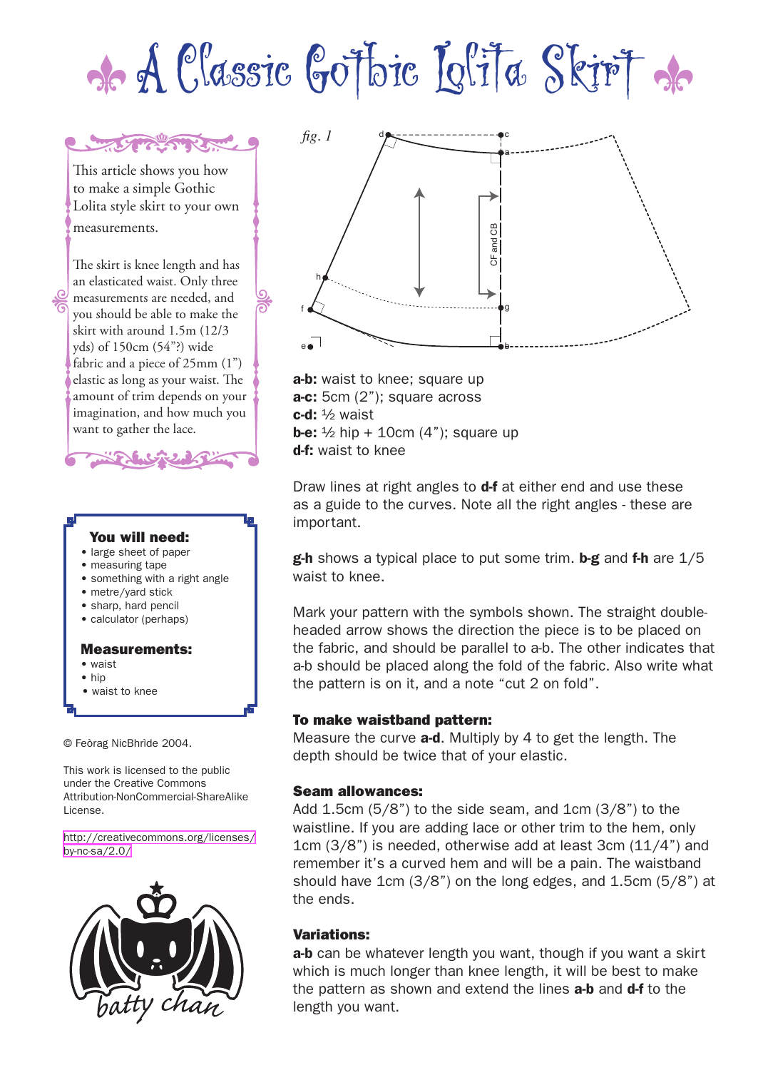# A Classic Gothic Lolita Skirt

This article shows you how to make a simple Gothic Lolita style skirt to your own measurements.

The skirt is knee length and has an elasticated waist. Only three measurements are needed, and you should be able to make the skirt with around 1.5m (12/3 yds) of 150cm (54"?) wide fabric and a piece of 25mm (1") elastic as long as your waist. The amount of trim depends on your imagination, and how much you want to gather the lace.

### You will need:

- large sheet of paper
- measuring tape
- something with a right angle
- metre/yard stick
- sharp, hard pencil
- calculator (perhaps)

### Measurements:

- waist
- hip
- waist to knee

© Feòrag NicBhrìde 2004.

This work is licensed to the public under the Creative Commons Attribution-NonCommercial-ShareAlike License.

http://creativecommons.org/licenses/by-nc-sa/2.0/

*fig. 1*

**a-b:** waist to knee; square up
**a-c:** 5cm (2"); square across
**c-d:** ½ waist
**b-e:** ½ hip + 10cm (4"); square up
**d-f:** waist to knee

Draw lines at right angles to **d-f** at either end and use these as a guide to the curves. Note all the right angles - these are important.

**g-h** shows a typical place to put some trim. **b-g** and **f-h** are 1/5 waist to knee.

Mark your pattern with the symbols shown. The straight double-headed arrow shows the direction the piece is to be placed on the fabric, and should be parallel to a-b. The other indicates that a-b should be placed along the fold of the fabric. Also write what the pattern is on it, and a note "cut 2 on fold".

### To make waistband pattern:

Measure the curve **a-d**. Multiply by 4 to get the length. The depth should be twice that of your elastic.

### Seam allowances:

Add 1.5cm (5/8") to the side seam, and 1cm (3/8") to the waistline. If you are adding lace or other trim to the hem, only 1cm (3/8") is needed, otherwise add at least 3cm (11/4") and remember it's a curved hem and will be a pain. The waistband should have 1cm (3/8") on the long edges, and 1.5cm (5/8") at the ends.

### Variations:

**a-b** can be whatever length you want, though if you want a skirt which is much longer than knee length, it will be best to make the pattern as shown and extend the lines **a-b** and **d-f** to the length you want.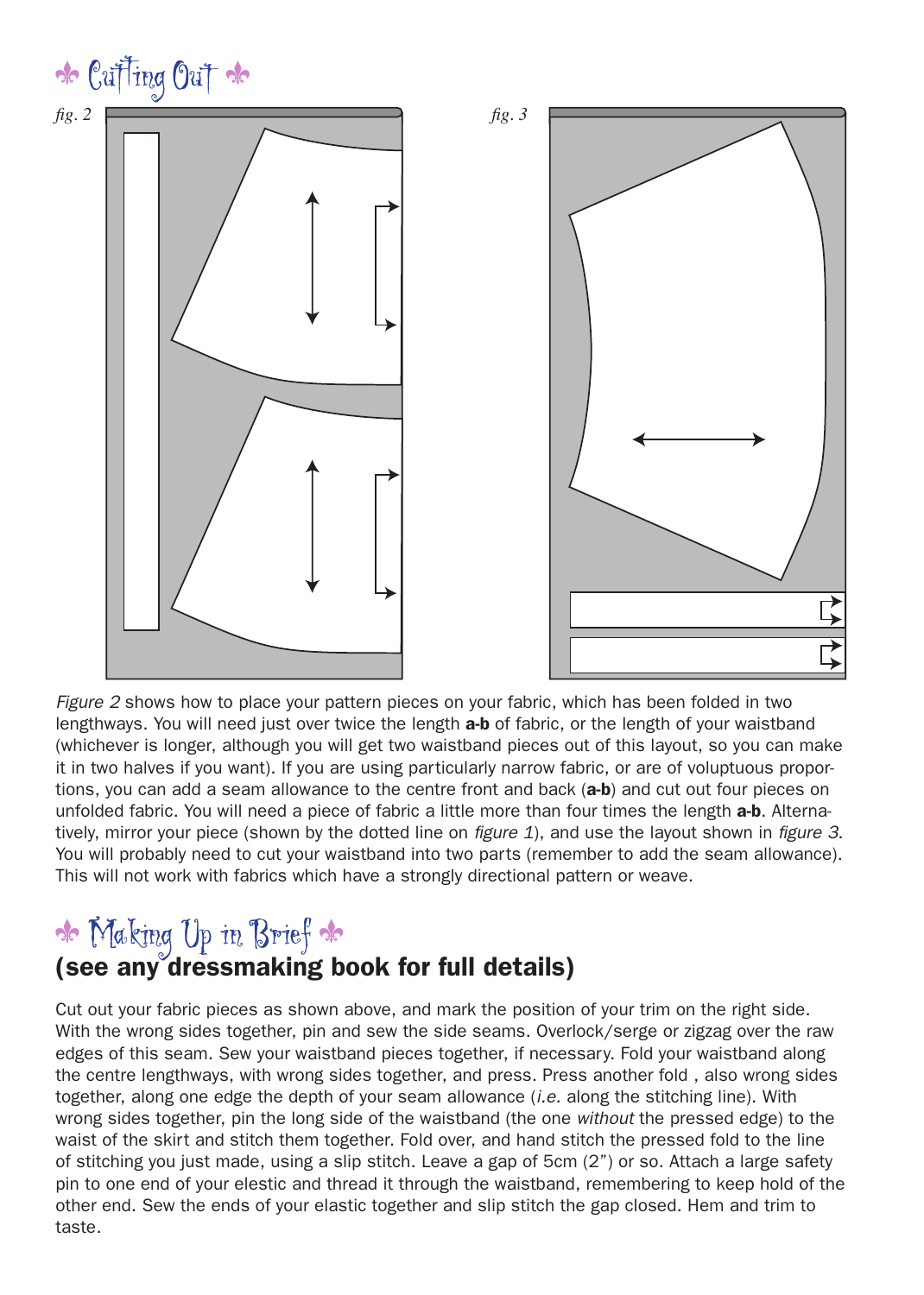# ⚜ Cutting Out ⚜

fig. 2

fig. 3

*Figure 2* shows how to place your pattern pieces on your fabric, which has been folded in two lengthways. You will need just over twice the length **a-b** of fabric, or the length of your waistband (whichever is longer, although you will get two waistband pieces out of this layout, so you can make it in two halves if you want). If you are using particularly narrow fabric, or are of voluptuous proportions, you can add a seam allowance to the centre front and back (**a-b**) and cut out four pieces on unfolded fabric. You will need a piece of fabric a little more than four times the length **a-b**. Alternatively, mirror your piece (shown by the dotted line on *figure 1*), and use the layout shown in *figure 3*. You will probably need to cut your waistband into two parts (remember to add the seam allowance). This will not work with fabrics which have a strongly directional pattern or weave.

# ⚜ Making Up in Brief ⚜

## (see any dressmaking book for full details)

Cut out your fabric pieces as shown above, and mark the position of your trim on the right side. With the wrong sides together, pin and sew the side seams. Overlock/serge or zigzag over the raw edges of this seam. Sew your waistband pieces together, if necessary. Fold your waistband along the centre lengthways, with wrong sides together, and press. Press another fold , also wrong sides together, along one edge the depth of your seam allowance (*i.e.* along the stitching line). With wrong sides together, pin the long side of the waistband (the one *without* the pressed edge) to the waist of the skirt and stitch them together. Fold over, and hand stitch the pressed fold to the line of stitching you just made, using a slip stitch. Leave a gap of 5cm (2") or so. Attach a large safety pin to one end of your elestic and thread it through the waistband, remembering to keep hold of the other end. Sew the ends of your elastic together and slip stitch the gap closed. Hem and trim to taste.